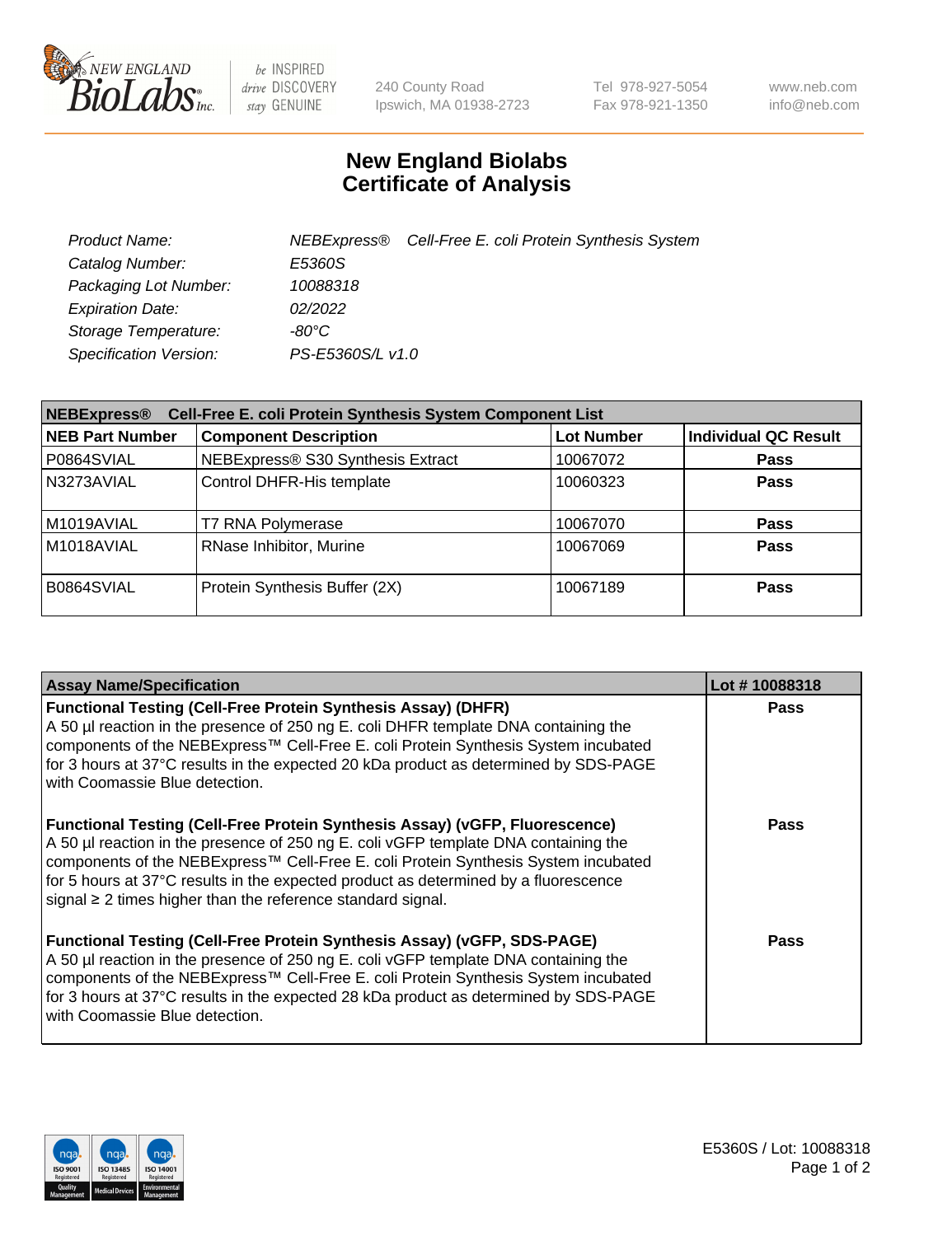240 County Road
Ipswich, MA 01938-2723

Tel 978-927-5054
Fax 978-921-1350

www.neb.com
info@neb.com

# New England Biolabs
# Certificate of Analysis

| | |
|---|---|
| *Product Name:* | *NEBExpress® Cell-Free E. coli Protein Synthesis System* |
| *Catalog Number:* | *E5360S* |
| *Packaging Lot Number:* | *10088318* |
| *Expiration Date:* | *02/2022* |
| *Storage Temperature:* | *-80°C* |
| *Specification Version:* | *PS-E5360S/L v1.0* |

| **NEBExpress® Cell-Free E. coli Protein Synthesis System Component List** | | | |
|---|---|---|---|
| **NEB Part Number** | **Component Description** | **Lot Number** | **Individual QC Result** |
| P0864SVIAL | NEBExpress® S30 Synthesis Extract | 10067072 | **Pass** |
| N3273AVIAL | Control DHFR-His template | 10060323 | **Pass** |
| M1019AVIAL | T7 RNA Polymerase | 10067070 | **Pass** |
| M1018AVIAL | RNase Inhibitor, Murine | 10067069 | **Pass** |
| B0864SVIAL | Protein Synthesis Buffer (2X) | 10067189 | **Pass** |

| **Assay Name/Specification** | **Lot # 10088318** |
|---|---|
| **Functional Testing (Cell-Free Protein Synthesis Assay) (DHFR)** A 50 µl reaction in the presence of 250 ng E. coli DHFR template DNA containing the components of the NEBExpress™ Cell-Free E. coli Protein Synthesis System incubated for 3 hours at 37°C results in the expected 20 kDa product as determined by SDS-PAGE with Coomassie Blue detection. | **Pass** |
| **Functional Testing (Cell-Free Protein Synthesis Assay) (vGFP, Fluorescence)** A 50 µl reaction in the presence of 250 ng E. coli vGFP template DNA containing the components of the NEBExpress™ Cell-Free E. coli Protein Synthesis System incubated for 5 hours at 37°C results in the expected product as determined by a fluorescence signal ≥ 2 times higher than the reference standard signal. | **Pass** |
| **Functional Testing (Cell-Free Protein Synthesis Assay) (vGFP, SDS-PAGE)** A 50 µl reaction in the presence of 250 ng E. coli vGFP template DNA containing the components of the NEBExpress™ Cell-Free E. coli Protein Synthesis System incubated for 3 hours at 37°C results in the expected 28 kDa product as determined by SDS-PAGE with Coomassie Blue detection. | **Pass** |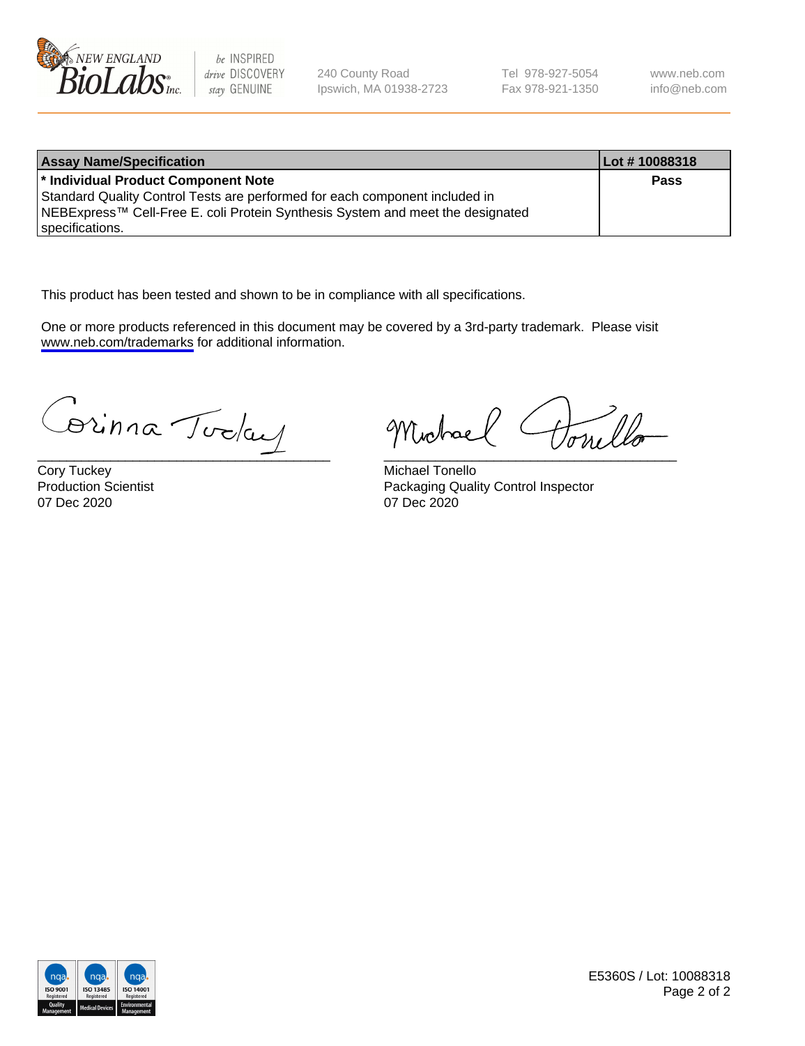| Assay Name/Specification | Lot # 10088318 |
|---|---|
| **\* Individual Product Component Note**<br>Standard Quality Control Tests are performed for each component included in NEBExpress™ Cell-Free E. coli Protein Synthesis System and meet the designated specifications. | **Pass** |

This product has been tested and shown to be in compliance with all specifications.

One or more products referenced in this document may be covered by a 3rd-party trademark. Please visit www.neb.com/trademarks for additional information.

Cory Tuckey
Production Scientist
07 Dec 2020

Michael Tonello
Packaging Quality Control Inspector
07 Dec 2020

E5360S / Lot: 10088318